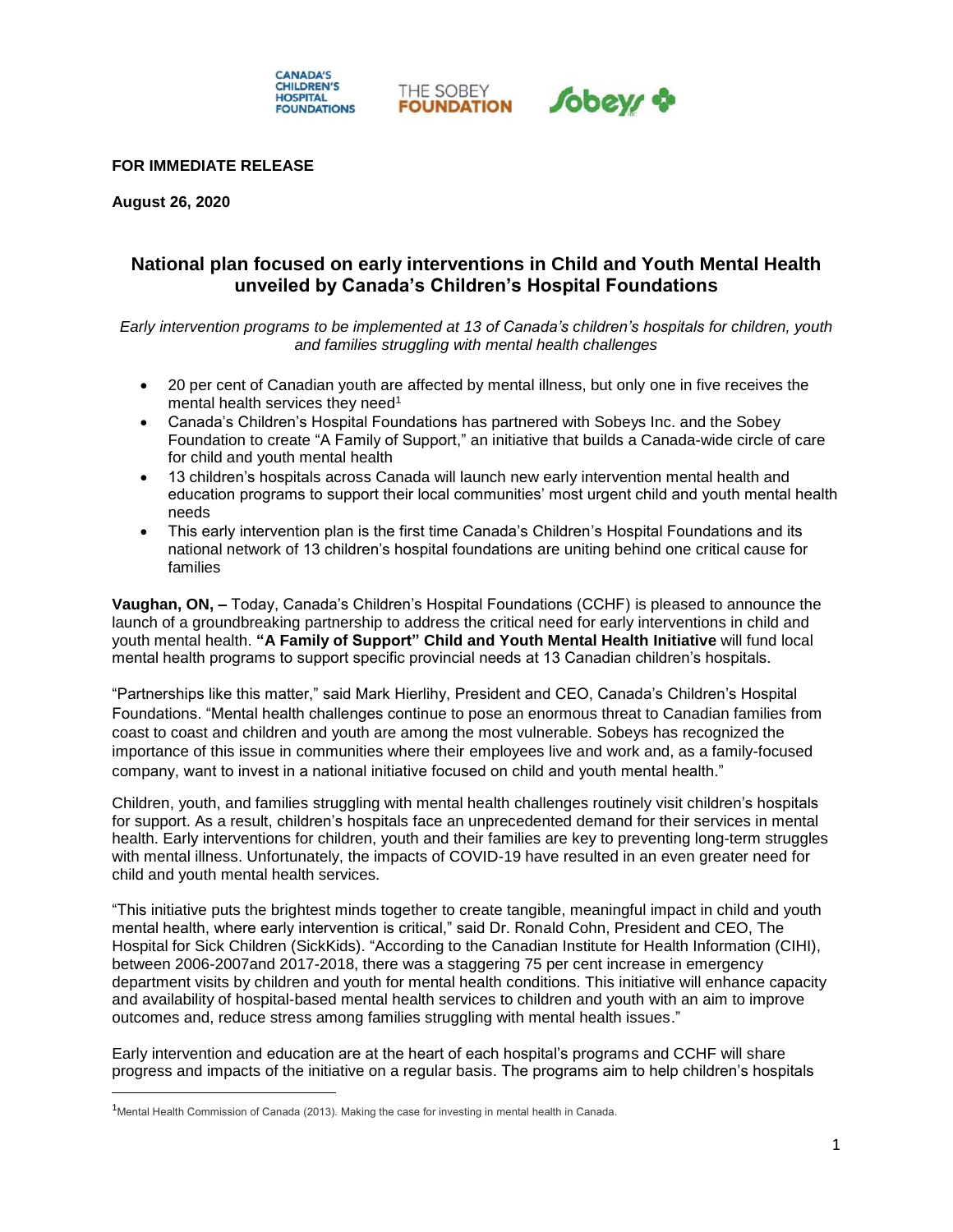**FOR IMMEDIATE RELEASE**

**August 26, 2020**

## National plan focused on early interventions in Child and Youth Mental Health unveiled by Canada's Children's Hospital Foundations

*Early intervention programs to be implemented at 13 of Canada's children's hospitals for children, youth and families struggling with mental health challenges*

- 20 per cent of Canadian youth are affected by mental illness, but only one in five receives the mental health services they need[1]
- Canada's Children's Hospital Foundations has partnered with Sobeys Inc. and the Sobey Foundation to create "A Family of Support," an initiative that builds a Canada-wide circle of care for child and youth mental health
- 13 children's hospitals across Canada will launch new early intervention mental health and education programs to support their local communities' most urgent child and youth mental health needs
- This early intervention plan is the first time Canada's Children's Hospital Foundations and its national network of 13 children's hospital foundations are uniting behind one critical cause for families

**Vaughan, ON, –** Today, Canada's Children's Hospital Foundations (CCHF) is pleased to announce the launch of a groundbreaking partnership to address the critical need for early interventions in child and youth mental health. **"A Family of Support" Child and Youth Mental Health Initiative** will fund local mental health programs to support specific provincial needs at 13 Canadian children's hospitals.

"Partnerships like this matter," said Mark Hierlihy, President and CEO, Canada's Children's Hospital Foundations. "Mental health challenges continue to pose an enormous threat to Canadian families from coast to coast and children and youth are among the most vulnerable. Sobeys has recognized the importance of this issue in communities where their employees live and work and, as a family-focused company, want to invest in a national initiative focused on child and youth mental health."

Children, youth, and families struggling with mental health challenges routinely visit children's hospitals for support. As a result, children's hospitals face an unprecedented demand for their services in mental health. Early interventions for children, youth and their families are key to preventing long-term struggles with mental illness. Unfortunately, the impacts of COVID-19 have resulted in an even greater need for child and youth mental health services.

"This initiative puts the brightest minds together to create tangible, meaningful impact in child and youth mental health, where early intervention is critical," said Dr. Ronald Cohn, President and CEO, The Hospital for Sick Children (SickKids). "According to the Canadian Institute for Health Information (CIHI), between 2006-2007and 2017-2018, there was a staggering 75 per cent increase in emergency department visits by children and youth for mental health conditions. This initiative will enhance capacity and availability of hospital-based mental health services to children and youth with an aim to improve outcomes and, reduce stress among families struggling with mental health issues."

Early intervention and education are at the heart of each hospital's programs and CCHF will share progress and impacts of the initiative on a regular basis. The programs aim to help children's hospitals

[1] Mental Health Commission of Canada (2013). Making the case for investing in mental health in Canada.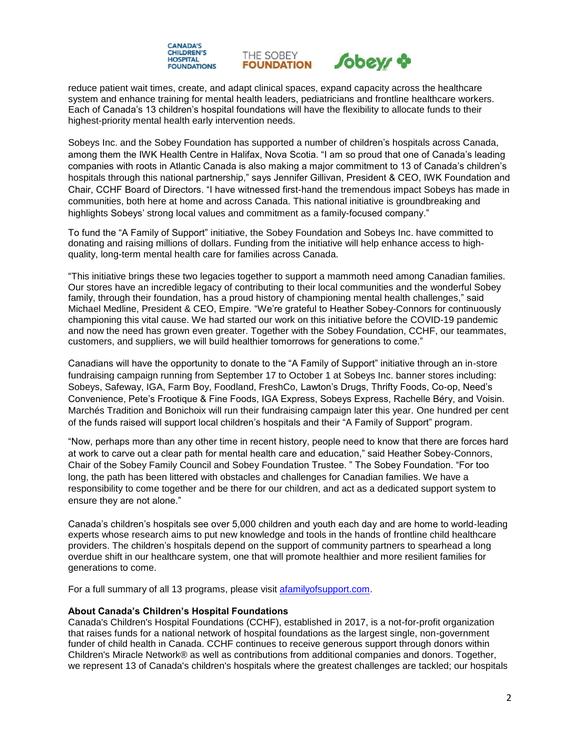reduce patient wait times, create, and adapt clinical spaces, expand capacity across the healthcare system and enhance training for mental health leaders, pediatricians and frontline healthcare workers. Each of Canada's 13 children's hospital foundations will have the flexibility to allocate funds to their highest-priority mental health early intervention needs.

Sobeys Inc. and the Sobey Foundation has supported a number of children's hospitals across Canada, among them the IWK Health Centre in Halifax, Nova Scotia. "I am so proud that one of Canada's leading companies with roots in Atlantic Canada is also making a major commitment to 13 of Canada's children's hospitals through this national partnership," says Jennifer Gillivan, President & CEO, IWK Foundation and Chair, CCHF Board of Directors. "I have witnessed first-hand the tremendous impact Sobeys has made in communities, both here at home and across Canada. This national initiative is groundbreaking and highlights Sobeys' strong local values and commitment as a family-focused company."

To fund the "A Family of Support" initiative, the Sobey Foundation and Sobeys Inc. have committed to donating and raising millions of dollars. Funding from the initiative will help enhance access to high-quality, long-term mental health care for families across Canada.

"This initiative brings these two legacies together to support a mammoth need among Canadian families. Our stores have an incredible legacy of contributing to their local communities and the wonderful Sobey family, through their foundation, has a proud history of championing mental health challenges," said Michael Medline, President & CEO, Empire. "We're grateful to Heather Sobey-Connors for continuously championing this vital cause. We had started our work on this initiative before the COVID-19 pandemic and now the need has grown even greater. Together with the Sobey Foundation, CCHF, our teammates, customers, and suppliers, we will build healthier tomorrows for generations to come."

Canadians will have the opportunity to donate to the "A Family of Support" initiative through an in-store fundraising campaign running from September 17 to October 1 at Sobeys Inc. banner stores including: Sobeys, Safeway, IGA, Farm Boy, Foodland, FreshCo, Lawton's Drugs, Thrifty Foods, Co-op, Need's Convenience, Pete's Frootique & Fine Foods, IGA Express, Sobeys Express, Rachelle Béry, and Voisin. Marchés Tradition and Bonichoix will run their fundraising campaign later this year. One hundred per cent of the funds raised will support local children's hospitals and their "A Family of Support" program.

"Now, perhaps more than any other time in recent history, people need to know that there are forces hard at work to carve out a clear path for mental health care and education," said Heather Sobey-Connors, Chair of the Sobey Family Council and Sobey Foundation Trustee. " The Sobey Foundation. "For too long, the path has been littered with obstacles and challenges for Canadian families. We have a responsibility to come together and be there for our children, and act as a dedicated support system to ensure they are not alone."

Canada's children's hospitals see over 5,000 children and youth each day and are home to world-leading experts whose research aims to put new knowledge and tools in the hands of frontline child healthcare providers. The children's hospitals depend on the support of community partners to spearhead a long overdue shift in our healthcare system, one that will promote healthier and more resilient families for generations to come.

For a full summary of all 13 programs, please visit [afamilyofsupport.com](afamilyofsupport.com).

**About Canada's Children's Hospital Foundations**

Canada's Children's Hospital Foundations (CCHF), established in 2017, is a not-for-profit organization that raises funds for a national network of hospital foundations as the largest single, non-government funder of child health in Canada. CCHF continues to receive generous support through donors within Children's Miracle Network® as well as contributions from additional companies and donors. Together, we represent 13 of Canada's children's hospitals where the greatest challenges are tackled; our hospitals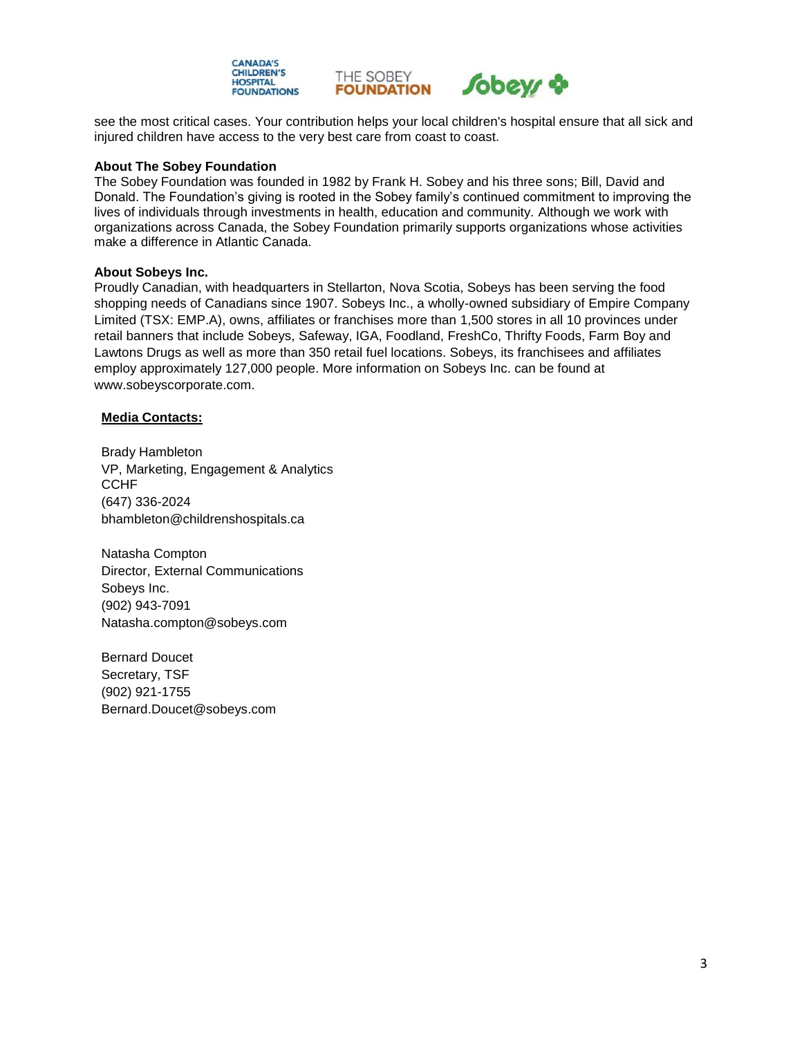see the most critical cases. Your contribution helps your local children's hospital ensure that all sick and injured children have access to the very best care from coast to coast.

**About The Sobey Foundation**

The Sobey Foundation was founded in 1982 by Frank H. Sobey and his three sons; Bill, David and Donald. The Foundation's giving is rooted in the Sobey family's continued commitment to improving the lives of individuals through investments in health, education and community. Although we work with organizations across Canada, the Sobey Foundation primarily supports organizations whose activities make a difference in Atlantic Canada.

**About Sobeys Inc.**

Proudly Canadian, with headquarters in Stellarton, Nova Scotia, Sobeys has been serving the food shopping needs of Canadians since 1907. Sobeys Inc., a wholly-owned subsidiary of Empire Company Limited (TSX: EMP.A), owns, affiliates or franchises more than 1,500 stores in all 10 provinces under retail banners that include Sobeys, Safeway, IGA, Foodland, FreshCo, Thrifty Foods, Farm Boy and Lawtons Drugs as well as more than 350 retail fuel locations. Sobeys, its franchisees and affiliates employ approximately 127,000 people. More information on Sobeys Inc. can be found at www.sobeyscorporate.com.

**Media Contacts:**

Brady Hambleton
VP, Marketing, Engagement & Analytics
CCHF
(647) 336-2024
bhambleton@childrenshospitals.ca

Natasha Compton
Director, External Communications
Sobeys Inc.
(902) 943-7091
Natasha.compton@sobeys.com

Bernard Doucet
Secretary, TSF
(902) 921-1755
Bernard.Doucet@sobeys.com